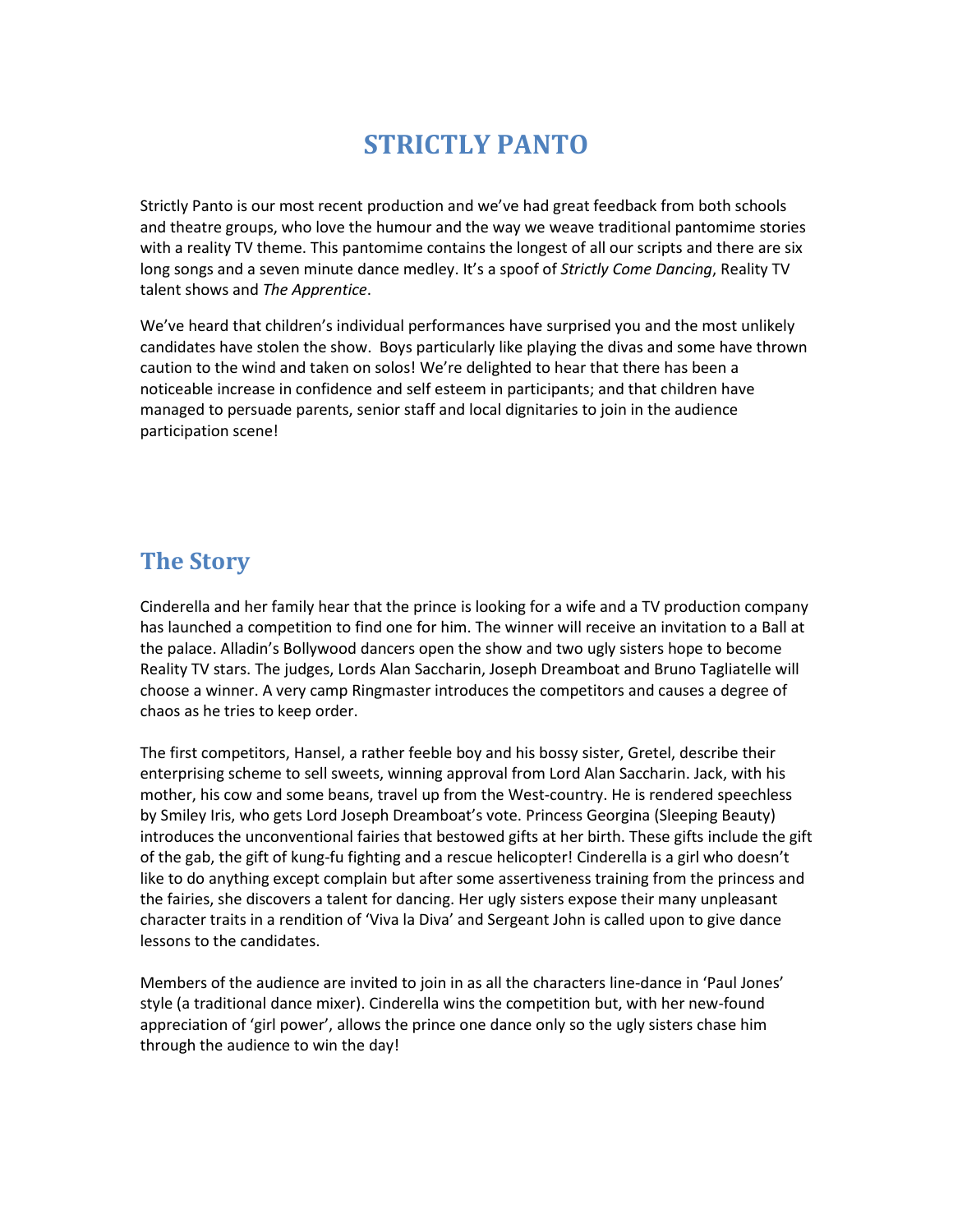# STRICTLY PANTO

Strictly Panto is our most recent production and we've had great feedback from both schools and theatre groups, who love the humour and the way we weave traditional pantomime stories with a reality TV theme. This pantomime contains the longest of all our scripts and there are six long songs and a seven minute dance medley. It's a spoof of *Strictly Come Dancing*, Reality TV talent shows and *The Apprentice*.

We've heard that children's individual performances have surprised you and the most unlikely candidates have stolen the show. Boys particularly like playing the divas and some have thrown caution to the wind and taken on solos! We're delighted to hear that there has been a noticeable increase in confidence and self esteem in participants; and that children have managed to persuade parents, senior staff and local dignitaries to join in the audience participation scene!

## The Story

Cinderella and her family hear that the prince is looking for a wife and a TV production company has launched a competition to find one for him. The winner will receive an invitation to a Ball at the palace. Alladin's Bollywood dancers open the show and two ugly sisters hope to become Reality TV stars. The judges, Lords Alan Saccharin, Joseph Dreamboat and Bruno Tagliatelle will choose a winner. A very camp Ringmaster introduces the competitors and causes a degree of chaos as he tries to keep order.

The first competitors, Hansel, a rather feeble boy and his bossy sister, Gretel, describe their enterprising scheme to sell sweets, winning approval from Lord Alan Saccharin. Jack, with his mother, his cow and some beans, travel up from the West-country. He is rendered speechless by Smiley Iris, who gets Lord Joseph Dreamboat's vote. Princess Georgina (Sleeping Beauty) introduces the unconventional fairies that bestowed gifts at her birth. These gifts include the gift of the gab, the gift of kung-fu fighting and a rescue helicopter! Cinderella is a girl who doesn't like to do anything except complain but after some assertiveness training from the princess and the fairies, she discovers a talent for dancing. Her ugly sisters expose their many unpleasant character traits in a rendition of 'Viva la Diva' and Sergeant John is called upon to give dance lessons to the candidates.

Members of the audience are invited to join in as all the characters line-dance in 'Paul Jones' style (a traditional dance mixer). Cinderella wins the competition but, with her new-found appreciation of 'girl power', allows the prince one dance only so the ugly sisters chase him through the audience to win the day!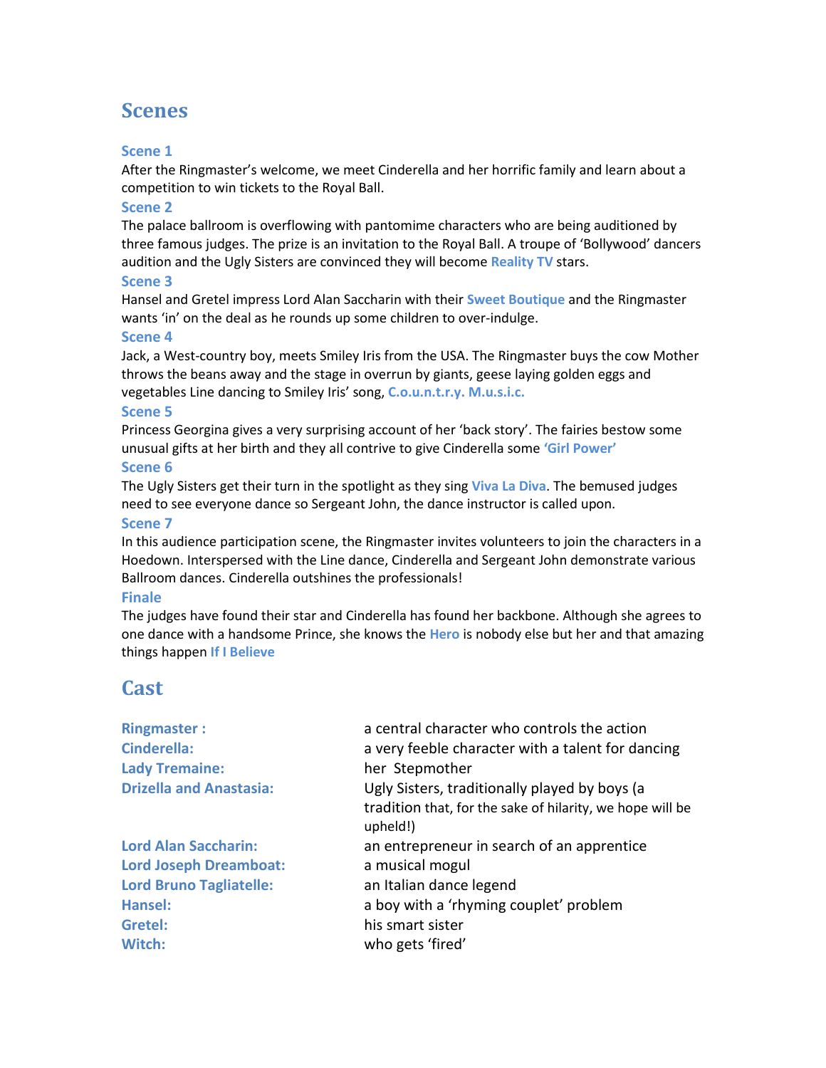# Scenes

### Scene 1

After the Ringmaster's welcome, we meet Cinderella and her horrific family and learn about a competition to win tickets to the Royal Ball.

### Scene 2

The palace ballroom is overflowing with pantomime characters who are being auditioned by three famous judges. The prize is an invitation to the Royal Ball. A troupe of 'Bollywood' dancers audition and the Ugly Sisters are convinced they will become **Reality TV** stars.

### Scene 3

Hansel and Gretel impress Lord Alan Saccharin with their **Sweet Boutique** and the Ringmaster wants 'in' on the deal as he rounds up some children to over-indulge.

### Scene 4

Jack, a West-country boy, meets Smiley Iris from the USA. The Ringmaster buys the cow Mother throws the beans away and the stage in overrun by giants, geese laying golden eggs and vegetables Line dancing to Smiley Iris' song, **C.o.u.n.t.r.y. M.u.s.i.c.**

### Scene 5

Princess Georgina gives a very surprising account of her 'back story'. The fairies bestow some unusual gifts at her birth and they all contrive to give Cinderella some **'Girl Power'**

### Scene 6

The Ugly Sisters get their turn in the spotlight as they sing **Viva La Diva**. The bemused judges need to see everyone dance so Sergeant John, the dance instructor is called upon.

### Scene 7

In this audience participation scene, the Ringmaster invites volunteers to join the characters in a Hoedown. Interspersed with the Line dance, Cinderella and Sergeant John demonstrate various Ballroom dances. Cinderella outshines the professionals!

### Finale

The judges have found their star and Cinderella has found her backbone. Although she agrees to one dance with a handsome Prince, she knows the **Hero** is nobody else but her and that amazing things happen **If I Believe**

# Cast

| | |
|---|---|
| **Ringmaster :** | a central character who controls the action |
| **Cinderella:** | a very feeble character with a talent for dancing |
| **Lady Tremaine:** | her Stepmother |
| **Drizella and Anastasia:** | Ugly Sisters, traditionally played by boys (a tradition that, for the sake of hilarity, we hope will be upheld!) |
| **Lord Alan Saccharin:** | an entrepreneur in search of an apprentice |
| **Lord Joseph Dreamboat:** | a musical mogul |
| **Lord Bruno Tagliatelle:** | an Italian dance legend |
| **Hansel:** | a boy with a 'rhyming couplet' problem |
| **Gretel:** | his smart sister |
| **Witch:** | who gets 'fired' |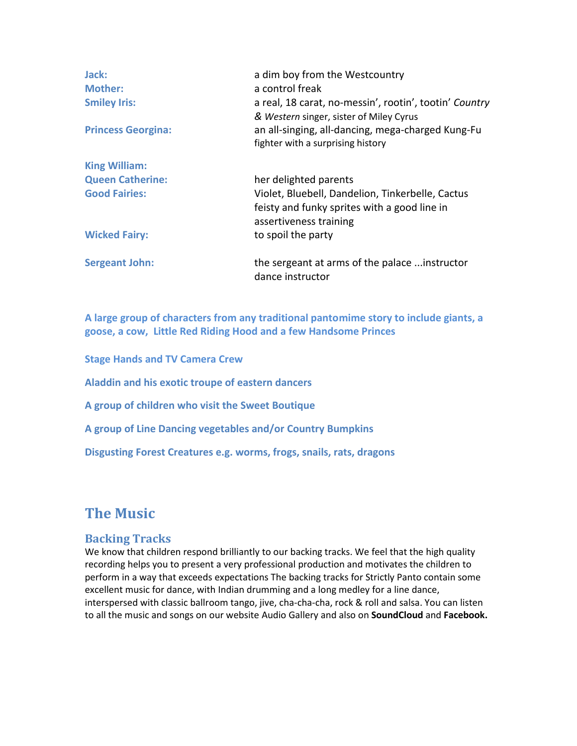| | |
|---|---|
| **Jack:** | a dim boy from the Westcountry |
| **Mother:** | a control freak |
| **Smiley Iris:** | a real, 18 carat, no-messin', rootin', tootin' *Country & Western* singer, sister of Miley Cyrus |
| **Princess Georgina:** | an all-singing, all-dancing, mega-charged Kung-Fu fighter with a surprising history |
| **King William:** | |
| **Queen Catherine:** | her delighted parents |
| **Good Fairies:** | Violet, Bluebell, Dandelion, Tinkerbelle, Cactus feisty and funky sprites with a good line in assertiveness training |
| **Wicked Fairy:** | to spoil the party |
| **Sergeant John:** | the sergeant at arms of the palace ...instructor dance instructor |

**A large group of characters from any traditional pantomime story to include giants, a goose, a cow, Little Red Riding Hood and a few Handsome Princes**

**Stage Hands and TV Camera Crew**

**Aladdin and his exotic troupe of eastern dancers**

**A group of children who visit the Sweet Boutique**

**A group of Line Dancing vegetables and/or Country Bumpkins**

**Disgusting Forest Creatures e.g. worms, frogs, snails, rats, dragons**

## The Music

### Backing Tracks

We know that children respond brilliantly to our backing tracks. We feel that the high quality recording helps you to present a very professional production and motivates the children to perform in a way that exceeds expectations The backing tracks for Strictly Panto contain some excellent music for dance, with Indian drumming and a long medley for a line dance, interspersed with classic ballroom tango, jive, cha-cha-cha, rock & roll and salsa. You can listen to all the music and songs on our website Audio Gallery and also on **SoundCloud** and **Facebook.**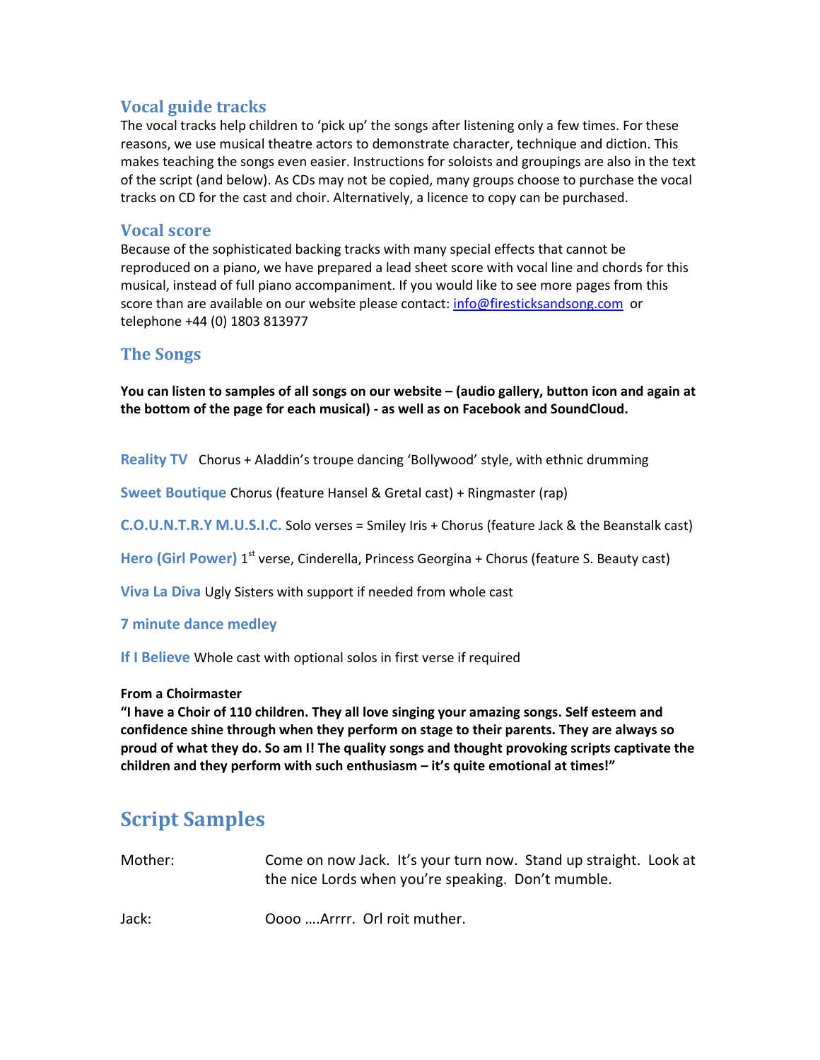## Vocal guide tracks

The vocal tracks help children to 'pick up' the songs after listening only a few times. For these reasons, we use musical theatre actors to demonstrate character, technique and diction. This makes teaching the songs even easier. Instructions for soloists and groupings are also in the text of the script (and below). As CDs may not be copied, many groups choose to purchase the vocal tracks on CD for the cast and choir. Alternatively, a licence to copy can be purchased.

## Vocal score

Because of the sophisticated backing tracks with many special effects that cannot be reproduced on a piano, we have prepared a lead sheet score with vocal line and chords for this musical, instead of full piano accompaniment. If you would like to see more pages from this score than are available on our website please contact: info@firesticksandsong.com or telephone +44 (0) 1803 813977

## The Songs

**You can listen to samples of all songs on our website – (audio gallery, button icon and again at the bottom of the page for each musical) - as well as on Facebook and SoundCloud.**

**Reality TV** Chorus + Aladdin's troupe dancing 'Bollywood' style, with ethnic drumming

**Sweet Boutique** Chorus (feature Hansel & Gretal cast) + Ringmaster (rap)

**C.O.U.N.T.R.Y M.U.S.I.C.** Solo verses = Smiley Iris + Chorus (feature Jack & the Beanstalk cast)

**Hero (Girl Power)** 1st verse, Cinderella, Princess Georgina + Chorus (feature S. Beauty cast)

**Viva La Diva** Ugly Sisters with support if needed from whole cast

**7 minute dance medley**

**If I Believe** Whole cast with optional solos in first verse if required

**From a Choirmaster**
**"I have a Choir of 110 children. They all love singing your amazing songs. Self esteem and confidence shine through when they perform on stage to their parents. They are always so proud of what they do. So am I! The quality songs and thought provoking scripts captivate the children and they perform with such enthusiasm – it's quite emotional at times!"**

# Script Samples

Mother: Come on now Jack. It's your turn now. Stand up straight. Look at the nice Lords when you're speaking. Don't mumble.

Jack: Oooo ….Arrrr. Orl roit muther.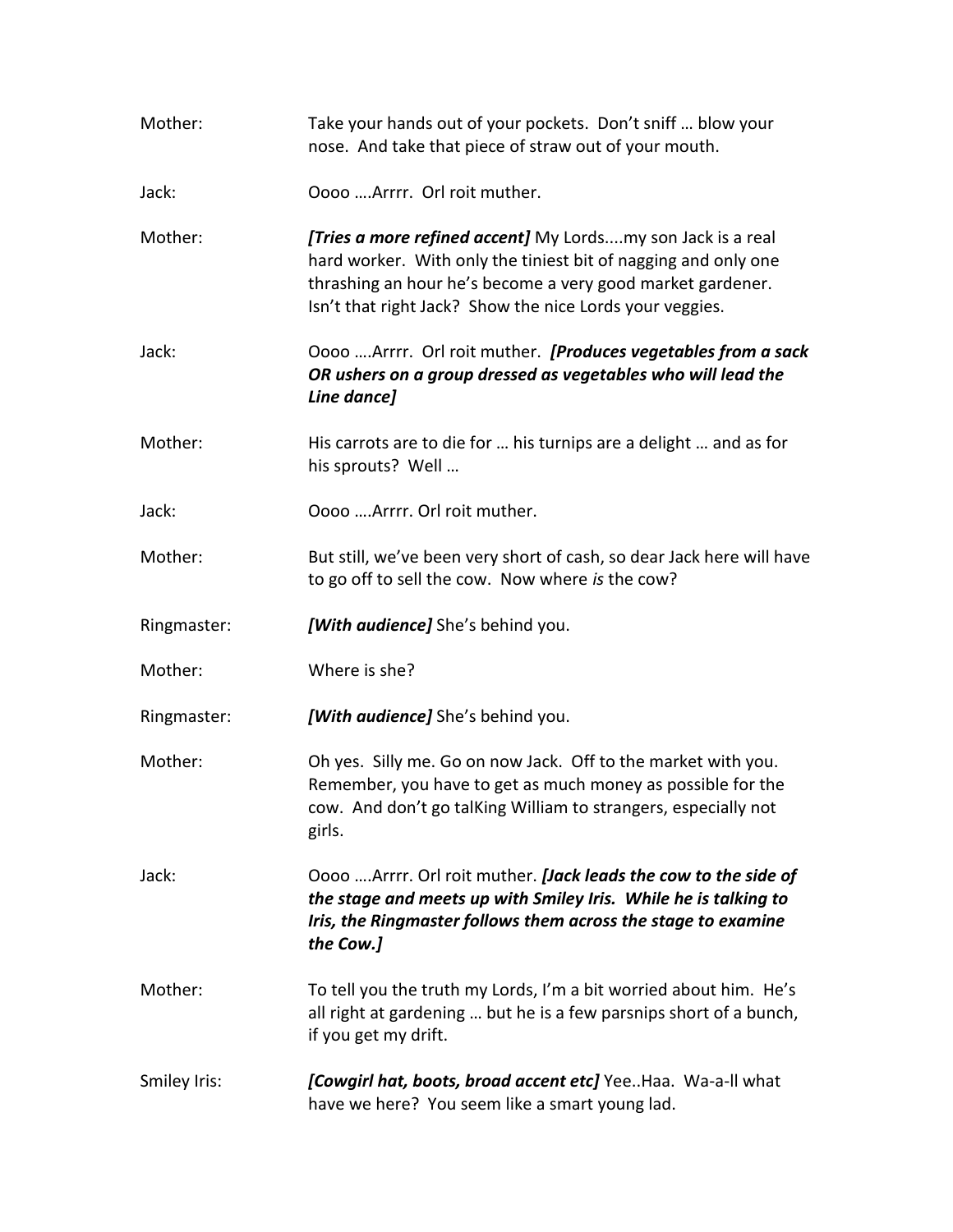Mother: Take your hands out of your pockets. Don't sniff … blow your nose. And take that piece of straw out of your mouth.

Jack: Oooo ….Arrrr. Orl roit muther.

Mother: ***[Tries a more refined accent]*** My Lords....my son Jack is a real hard worker. With only the tiniest bit of nagging and only one thrashing an hour he's become a very good market gardener. Isn't that right Jack? Show the nice Lords your veggies.

Jack: Oooo ….Arrrr. Orl roit muther. ***[Produces vegetables from a sack OR ushers on a group dressed as vegetables who will lead the Line dance]***

Mother: His carrots are to die for … his turnips are a delight … and as for his sprouts? Well …

Jack: Oooo ….Arrrr. Orl roit muther.

Mother: But still, we've been very short of cash, so dear Jack here will have to go off to sell the cow. Now where *is* the cow?

Ringmaster: ***[With audience]*** She's behind you.

Mother: Where is she?

Ringmaster: ***[With audience]*** She's behind you.

Mother: Oh yes. Silly me. Go on now Jack. Off to the market with you. Remember, you have to get as much money as possible for the cow. And don't go talKing William to strangers, especially not girls.

Jack: Oooo ….Arrrr. Orl roit muther. ***[Jack leads the cow to the side of the stage and meets up with Smiley Iris. While he is talking to Iris, the Ringmaster follows them across the stage to examine the Cow.]***

Mother: To tell you the truth my Lords, I'm a bit worried about him. He's all right at gardening … but he is a few parsnips short of a bunch, if you get my drift.

Smiley Iris: ***[Cowgirl hat, boots, broad accent etc]*** Yee..Haa. Wa-a-ll what have we here? You seem like a smart young lad.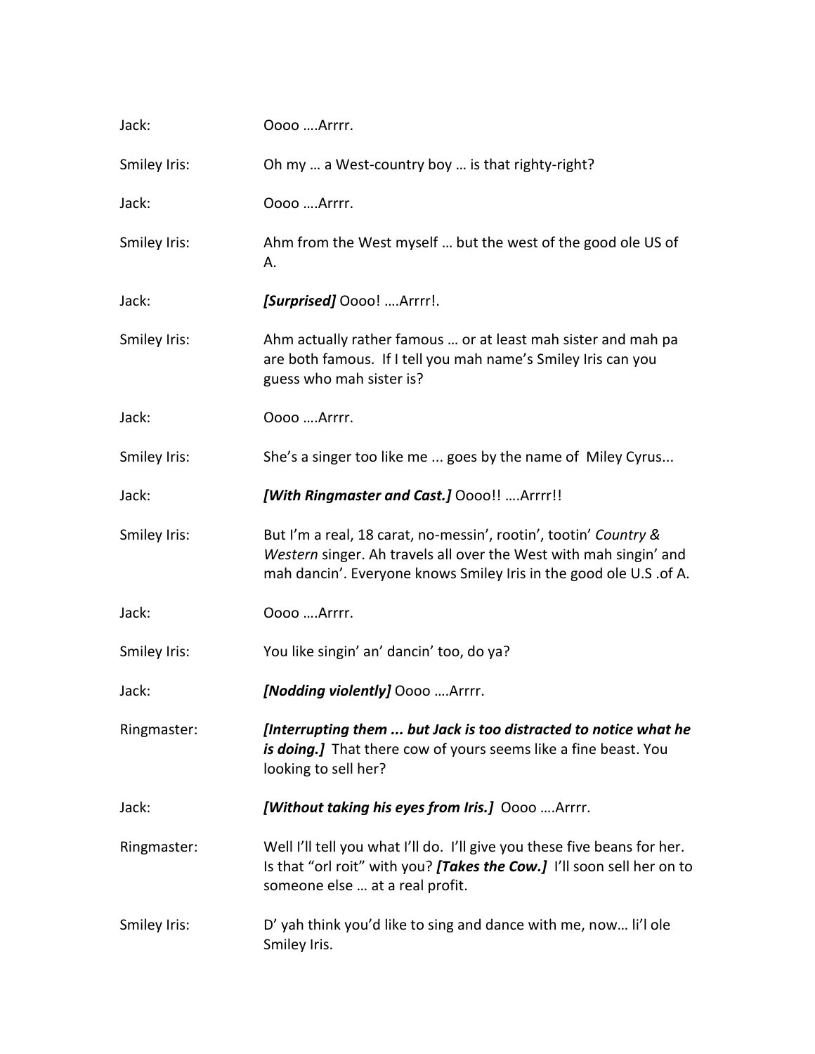Jack: Oooo ….Arrrr.

Smiley Iris: Oh my … a West-country boy … is that righty-right?

Jack: Oooo ….Arrrr.

Smiley Iris: Ahm from the West myself … but the west of the good ole US of A.

Jack: ***[Surprised]*** Oooo! ….Arrrr!.

Smiley Iris: Ahm actually rather famous … or at least mah sister and mah pa are both famous. If I tell you mah name's Smiley Iris can you guess who mah sister is?

Jack: Oooo ….Arrrr.

Smiley Iris: She's a singer too like me ... goes by the name of Miley Cyrus...

Jack: ***[With Ringmaster and Cast.]*** Oooo!! ….Arrrr!!

Smiley Iris: But I'm a real, 18 carat, no-messin', rootin', tootin' *Country & Western* singer. Ah travels all over the West with mah singin' and mah dancin'. Everyone knows Smiley Iris in the good ole U.S .of A.

Jack: Oooo ….Arrrr.

Smiley Iris: You like singin' an' dancin' too, do ya?

Jack: ***[Nodding violently]*** Oooo ….Arrrr.

Ringmaster: ***[Interrupting them ... but Jack is too distracted to notice what he is doing.]*** That there cow of yours seems like a fine beast. You looking to sell her?

Jack: ***[Without taking his eyes from Iris.]*** Oooo ….Arrrr.

Ringmaster: Well I'll tell you what I'll do. I'll give you these five beans for her. Is that "orl roit" with you? ***[Takes the Cow.]*** I'll soon sell her on to someone else … at a real profit.

Smiley Iris: D' yah think you'd like to sing and dance with me, now… li'l ole Smiley Iris.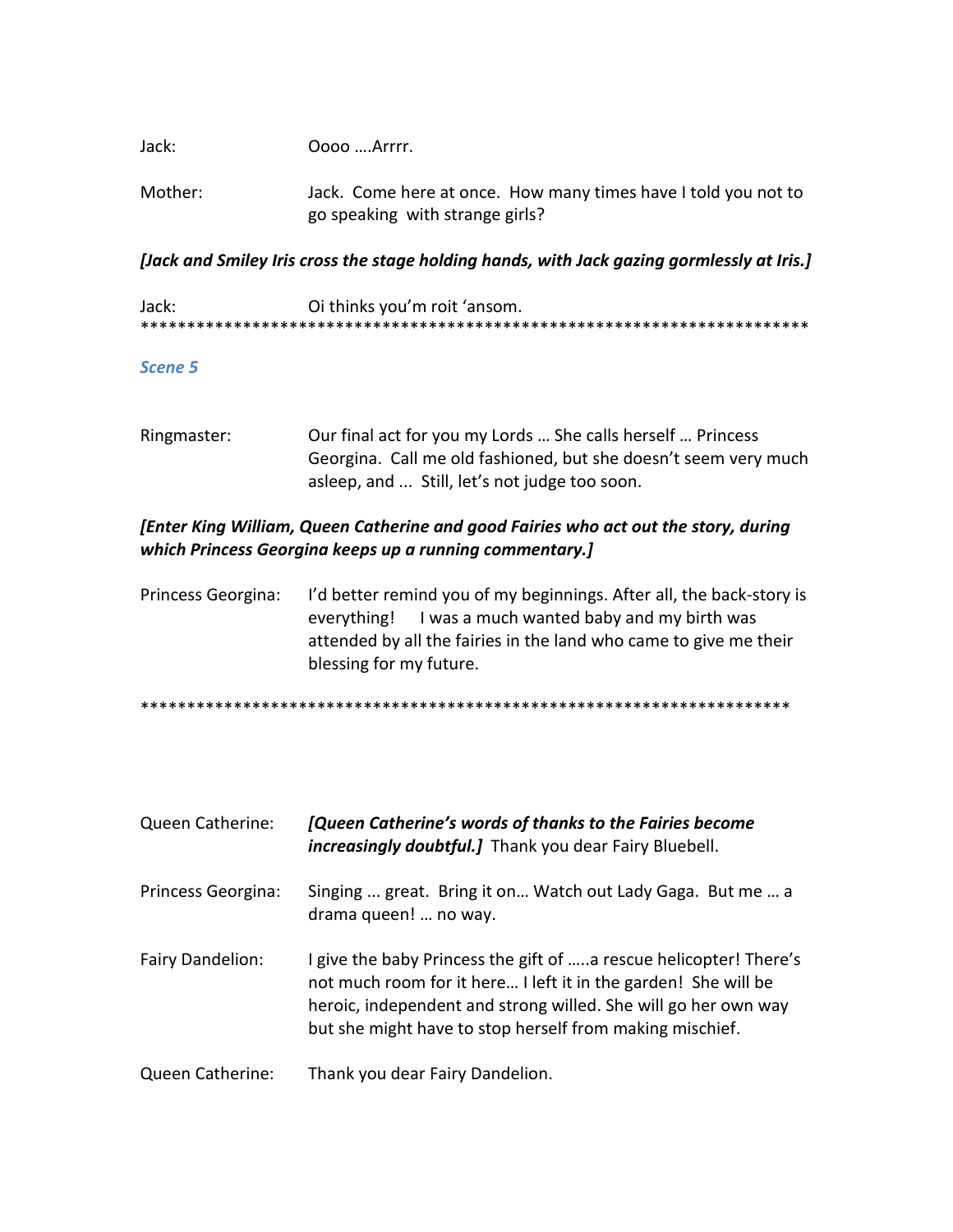Jack: Oooo ….Arrrr.

Mother: Jack. Come here at once. How many times have I told you not to go speaking with strange girls?

***[Jack and Smiley Iris cross the stage holding hands, with Jack gazing gormlessly at Iris.]***

Jack: Oi thinks you'm roit 'ansom.

**************************************************************************

### *Scene 5*

Ringmaster: Our final act for you my Lords … She calls herself … Princess Georgina. Call me old fashioned, but she doesn't seem very much asleep, and ... Still, let's not judge too soon.

***[Enter King William, Queen Catherine and good Fairies who act out the story, during which Princess Georgina keeps up a running commentary.]***

Princess Georgina: I'd better remind you of my beginnings. After all, the back-story is everything! I was a much wanted baby and my birth was attended by all the fairies in the land who came to give me their blessing for my future.

*************************************************************************

Queen Catherine: ***[Queen Catherine's words of thanks to the Fairies become increasingly doubtful.]*** Thank you dear Fairy Bluebell.

Princess Georgina: Singing ... great. Bring it on… Watch out Lady Gaga. But me … a drama queen! … no way.

Fairy Dandelion: I give the baby Princess the gift of …..a rescue helicopter! There's not much room for it here… I left it in the garden! She will be heroic, independent and strong willed. She will go her own way but she might have to stop herself from making mischief.

Queen Catherine: Thank you dear Fairy Dandelion.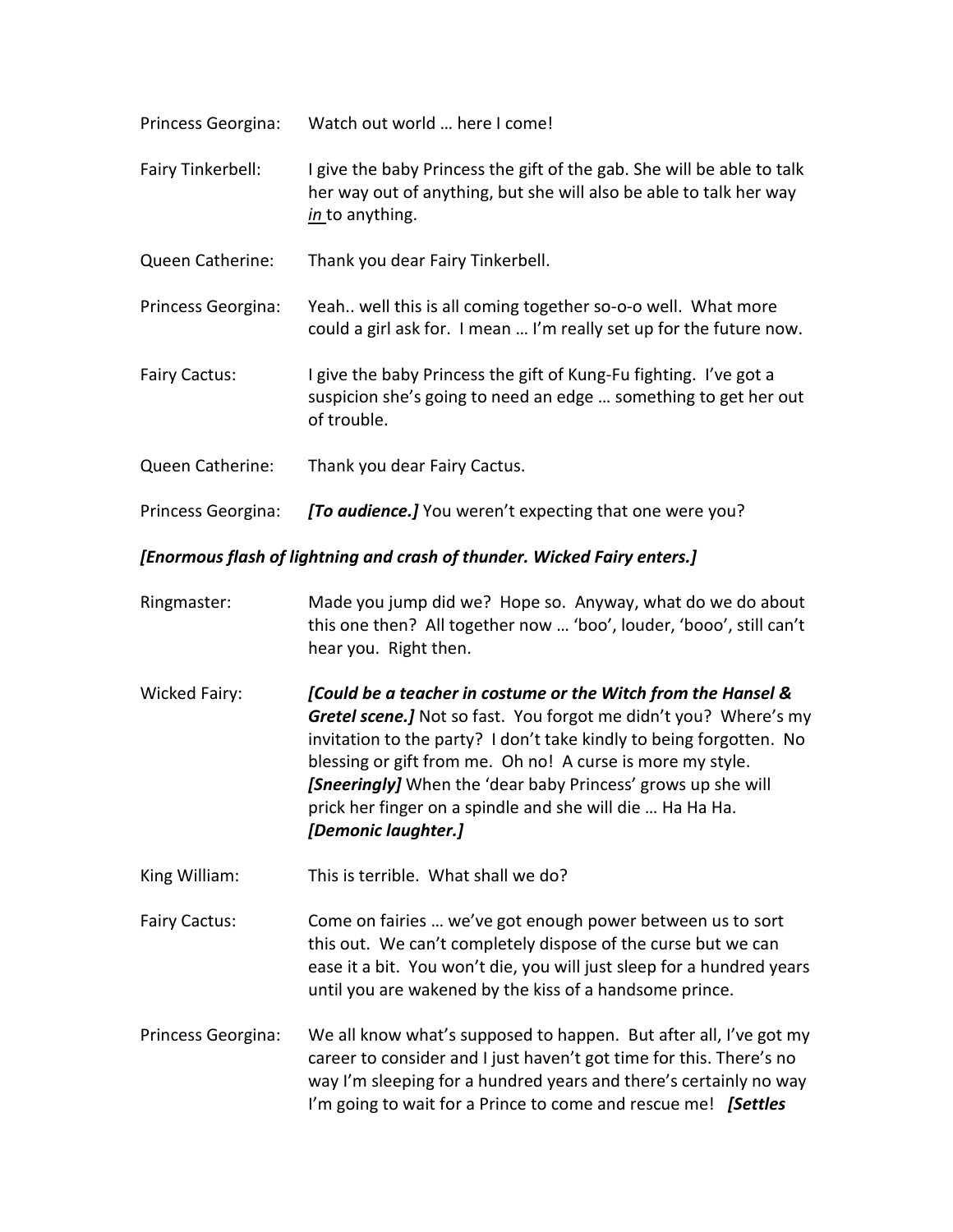Princess Georgina: Watch out world … here I come!

Fairy Tinkerbell: I give the baby Princess the gift of the gab. She will be able to talk her way out of anything, but she will also be able to talk her way *in* to anything.

Queen Catherine: Thank you dear Fairy Tinkerbell.

Princess Georgina: Yeah.. well this is all coming together so-o-o well. What more could a girl ask for. I mean … I'm really set up for the future now.

Fairy Cactus: I give the baby Princess the gift of Kung-Fu fighting. I've got a suspicion she's going to need an edge … something to get her out of trouble.

Queen Catherine: Thank you dear Fairy Cactus.

Princess Georgina: ***[To audience.]*** You weren't expecting that one were you?

***[Enormous flash of lightning and crash of thunder. Wicked Fairy enters.]***

Ringmaster: Made you jump did we? Hope so. Anyway, what do we do about this one then? All together now … 'boo', louder, 'booo', still can't hear you. Right then.

Wicked Fairy: ***[Could be a teacher in costume or the Witch from the Hansel & Gretel scene.]*** Not so fast. You forgot me didn't you? Where's my invitation to the party? I don't take kindly to being forgotten. No blessing or gift from me. Oh no! A curse is more my style. ***[Sneeringly]*** When the 'dear baby Princess' grows up she will prick her finger on a spindle and she will die … Ha Ha Ha. ***[Demonic laughter.]***

King William: This is terrible. What shall we do?

Fairy Cactus: Come on fairies … we've got enough power between us to sort this out. We can't completely dispose of the curse but we can ease it a bit. You won't die, you will just sleep for a hundred years until you are wakened by the kiss of a handsome prince.

Princess Georgina: We all know what's supposed to happen. But after all, I've got my career to consider and I just haven't got time for this. There's no way I'm sleeping for a hundred years and there's certainly no way I'm going to wait for a Prince to come and rescue me! ***[Settles***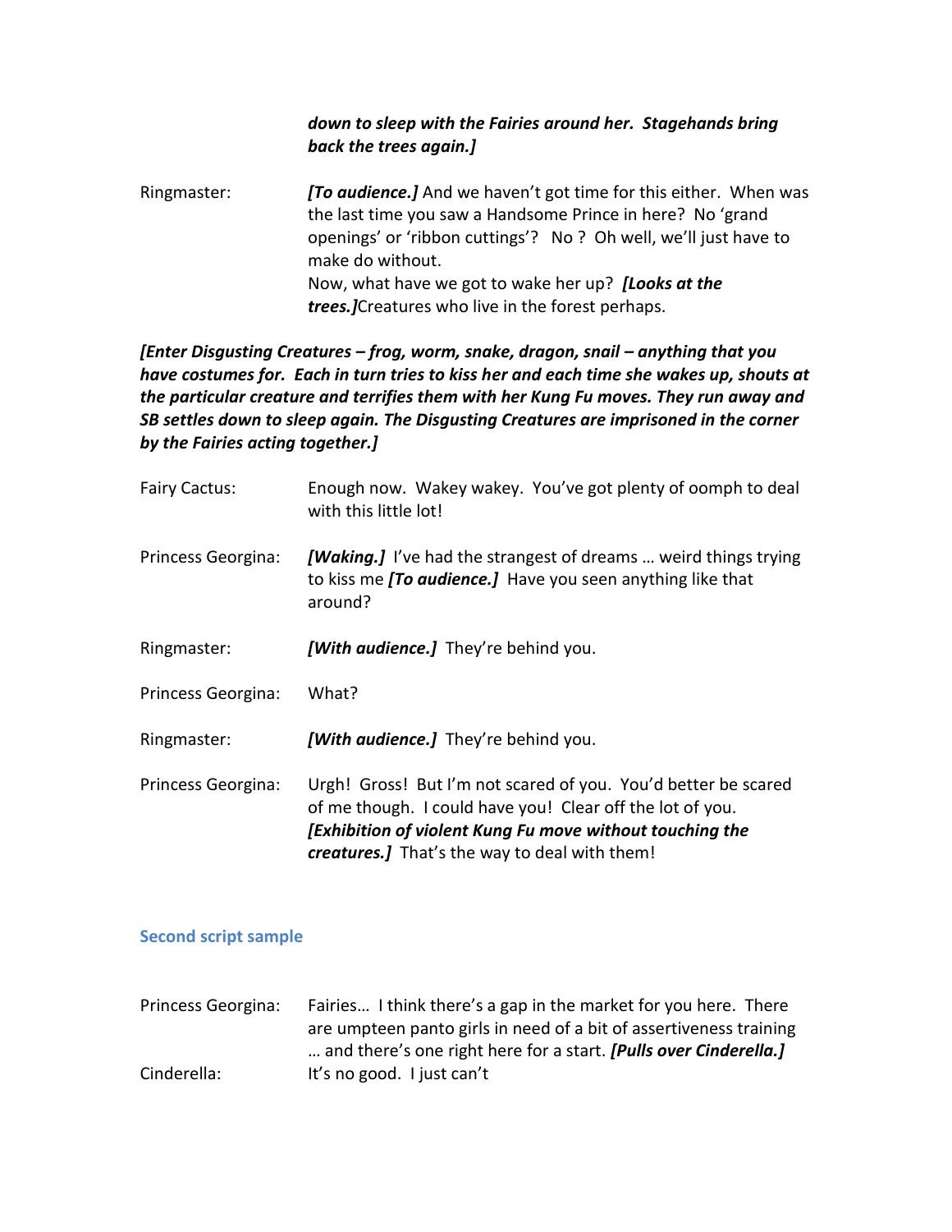***down to sleep with the Fairies around her. Stagehands bring back the trees again.]***

Ringmaster: ***[To audience.]*** And we haven't got time for this either. When was the last time you saw a Handsome Prince in here? No 'grand openings' or 'ribbon cuttings'? No ? Oh well, we'll just have to make do without.
Now, what have we got to wake her up? ***[Looks at the trees.]***Creatures who live in the forest perhaps.

***[Enter Disgusting Creatures – frog, worm, snake, dragon, snail – anything that you have costumes for. Each in turn tries to kiss her and each time she wakes up, shouts at the particular creature and terrifies them with her Kung Fu moves. They run away and SB settles down to sleep again. The Disgusting Creatures are imprisoned in the corner by the Fairies acting together.]***

Fairy Cactus: Enough now. Wakey wakey. You've got plenty of oomph to deal with this little lot!

Princess Georgina: ***[Waking.]*** I've had the strangest of dreams … weird things trying to kiss me ***[To audience.]*** Have you seen anything like that around?

Ringmaster: ***[With audience.]*** They're behind you.

Princess Georgina: What?

Ringmaster: ***[With audience.]*** They're behind you.

Princess Georgina: Urgh! Gross! But I'm not scared of you. You'd better be scared of me though. I could have you! Clear off the lot of you. ***[Exhibition of violent Kung Fu move without touching the creatures.]*** That's the way to deal with them!

### Second script sample

Princess Georgina: Fairies… I think there's a gap in the market for you here. There are umpteen panto girls in need of a bit of assertiveness training … and there's one right here for a start. ***[Pulls over Cinderella.]***

Cinderella: It's no good. I just can't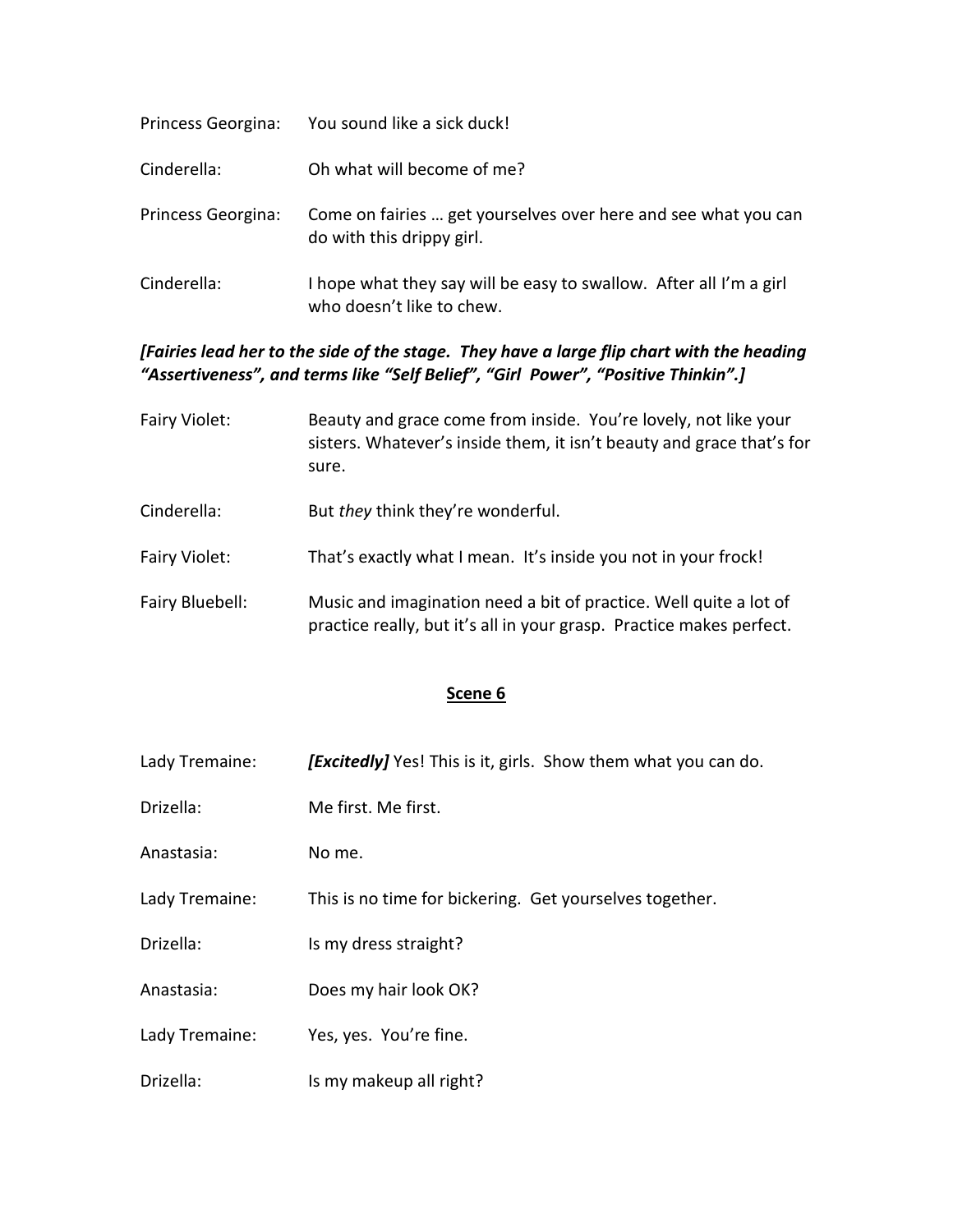Princess Georgina: You sound like a sick duck!

Cinderella: Oh what will become of me?

Princess Georgina: Come on fairies … get yourselves over here and see what you can do with this drippy girl.

Cinderella: I hope what they say will be easy to swallow. After all I'm a girl who doesn't like to chew.

***[Fairies lead her to the side of the stage. They have a large flip chart with the heading "Assertiveness", and terms like "Self Belief", "Girl Power", "Positive Thinkin".]***

Fairy Violet: Beauty and grace come from inside. You're lovely, not like your sisters. Whatever's inside them, it isn't beauty and grace that's for sure.

Cinderella: But *they* think they're wonderful.

Fairy Violet: That's exactly what I mean. It's inside you not in your frock!

Fairy Bluebell: Music and imagination need a bit of practice. Well quite a lot of practice really, but it's all in your grasp. Practice makes perfect.

## Scene 6

Lady Tremaine: ***[Excitedly]*** Yes! This is it, girls. Show them what you can do.

Drizella: Me first. Me first.

Anastasia: No me.

Lady Tremaine: This is no time for bickering. Get yourselves together.

Drizella: Is my dress straight?

Anastasia: Does my hair look OK?

Lady Tremaine: Yes, yes. You're fine.

Drizella: Is my makeup all right?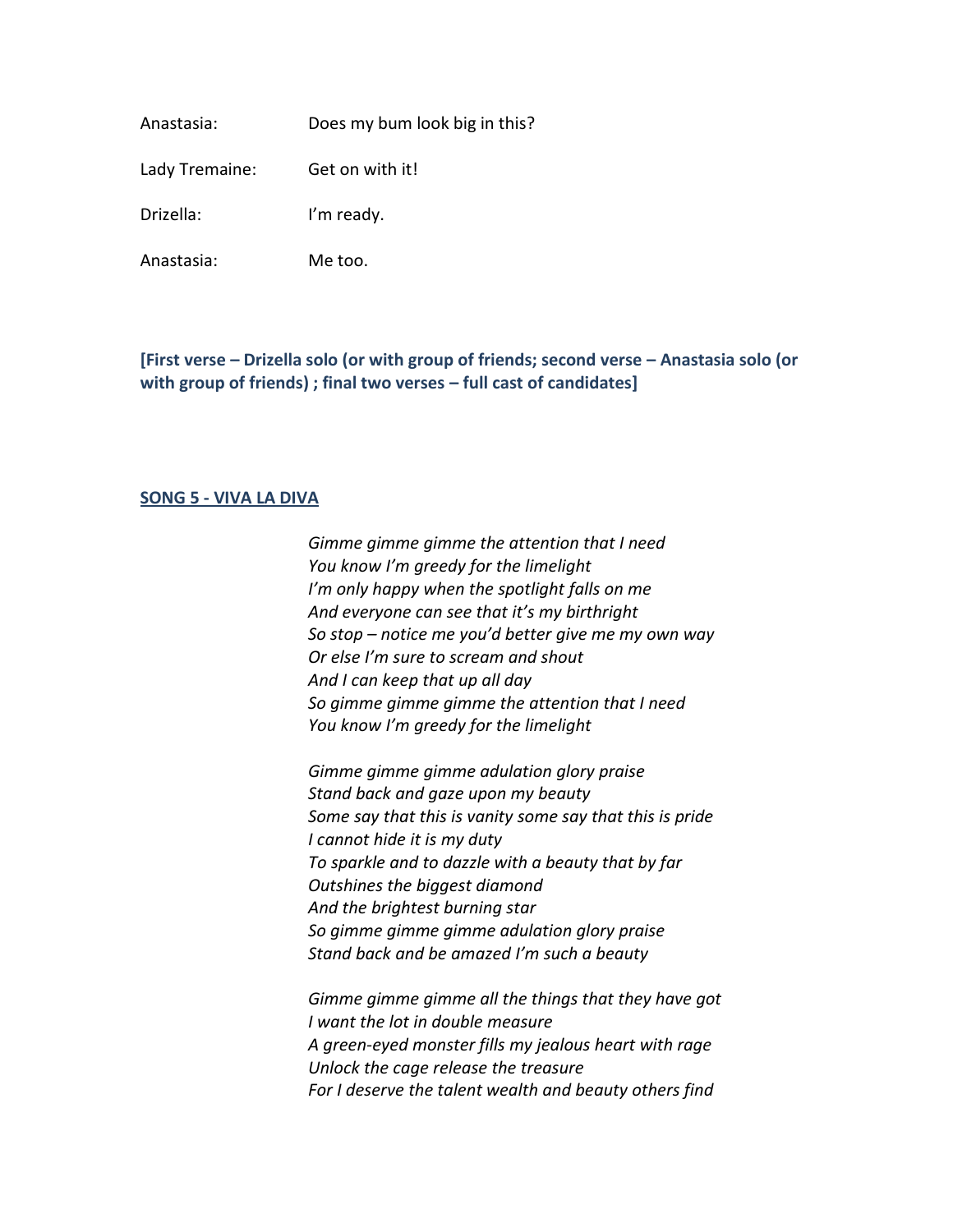Anastasia: Does my bum look big in this?

Lady Tremaine: Get on with it!

Drizella: I'm ready.

Anastasia: Me too.

**[First verse – Drizella solo (or with group of friends; second verse – Anastasia solo (or with group of friends) ; final two verses – full cast of candidates]**

**<u>SONG 5 - VIVA LA DIVA</u>**

*Gimme gimme gimme the attention that I need*
*You know I'm greedy for the limelight*
*I'm only happy when the spotlight falls on me*
*And everyone can see that it's my birthright*
*So stop – notice me you'd better give me my own way*
*Or else I'm sure to scream and shout*
*And I can keep that up all day*
*So gimme gimme gimme the attention that I need*
*You know I'm greedy for the limelight*

*Gimme gimme gimme adulation glory praise*
*Stand back and gaze upon my beauty*
*Some say that this is vanity some say that this is pride*
*I cannot hide it is my duty*
*To sparkle and to dazzle with a beauty that by far*
*Outshines the biggest diamond*
*And the brightest burning star*
*So gimme gimme gimme adulation glory praise*
*Stand back and be amazed I'm such a beauty*

*Gimme gimme gimme all the things that they have got*
*I want the lot in double measure*
*A green-eyed monster fills my jealous heart with rage*
*Unlock the cage release the treasure*
*For I deserve the talent wealth and beauty others find*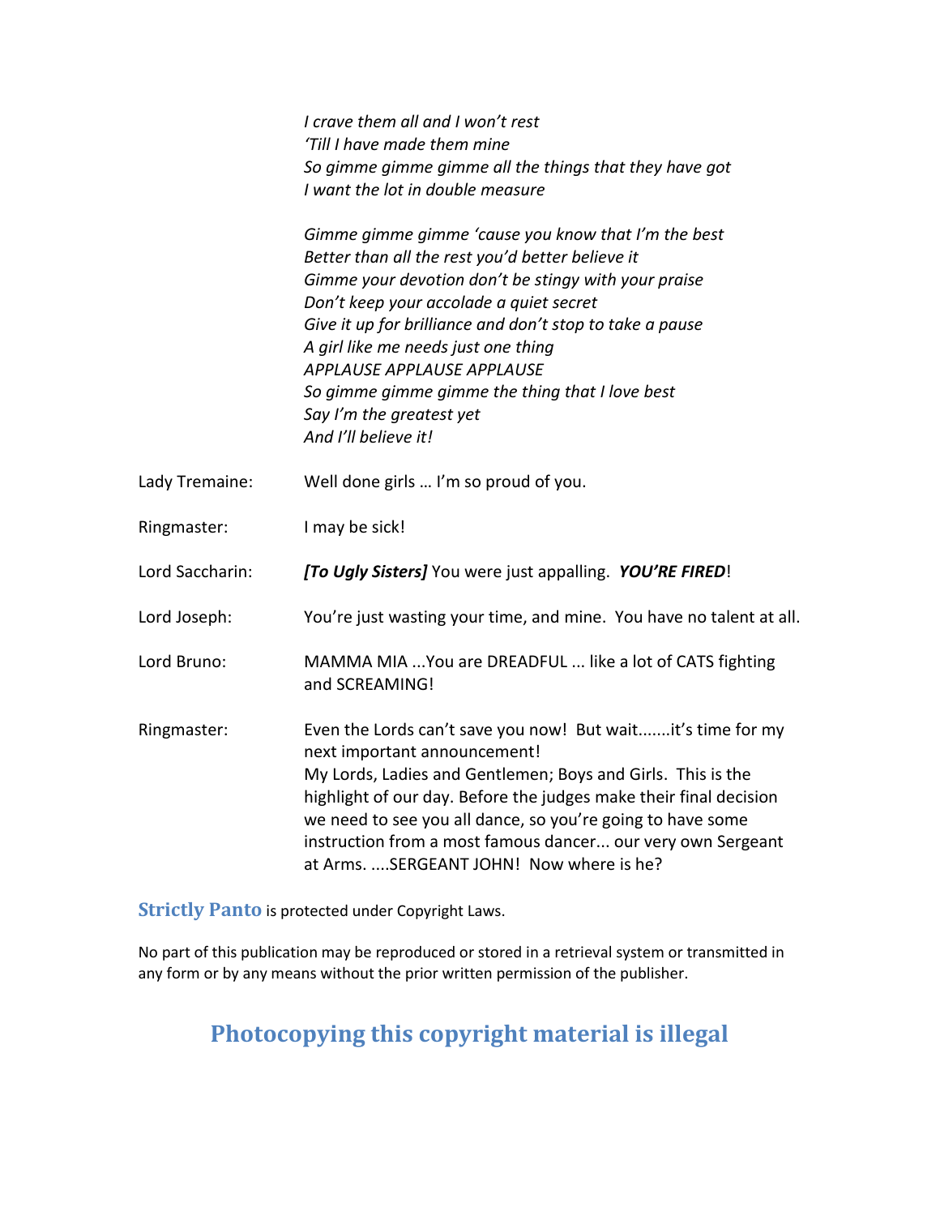*I crave them all and I won't rest*
*'Till I have made them mine*
*So gimme gimme gimme all the things that they have got*
*I want the lot in double measure*

*Gimme gimme gimme 'cause you know that I'm the best*
*Better than all the rest you'd better believe it*
*Gimme your devotion don't be stingy with your praise*
*Don't keep your accolade a quiet secret*
*Give it up for brilliance and don't stop to take a pause*
*A girl like me needs just one thing*
*APPLAUSE APPLAUSE APPLAUSE*
*So gimme gimme gimme the thing that I love best*
*Say I'm the greatest yet*
*And I'll believe it!*

Lady Tremaine: Well done girls … I'm so proud of you.

Ringmaster: I may be sick!

Lord Saccharin: ***[To Ugly Sisters]*** You were just appalling. ***YOU'RE FIRED***!

Lord Joseph: You're just wasting your time, and mine. You have no talent at all.

Lord Bruno: MAMMA MIA ...You are DREADFUL ... like a lot of CATS fighting and SCREAMING!

Ringmaster: Even the Lords can't save you now! But wait.......it's time for my next important announcement!
My Lords, Ladies and Gentlemen; Boys and Girls. This is the highlight of our day. Before the judges make their final decision we need to see you all dance, so you're going to have some instruction from a most famous dancer... our very own Sergeant at Arms. ....SERGEANT JOHN! Now where is he?

**Strictly Panto** is protected under Copyright Laws.

No part of this publication may be reproduced or stored in a retrieval system or transmitted in any form or by any means without the prior written permission of the publisher.

## Photocopying this copyright material is illegal